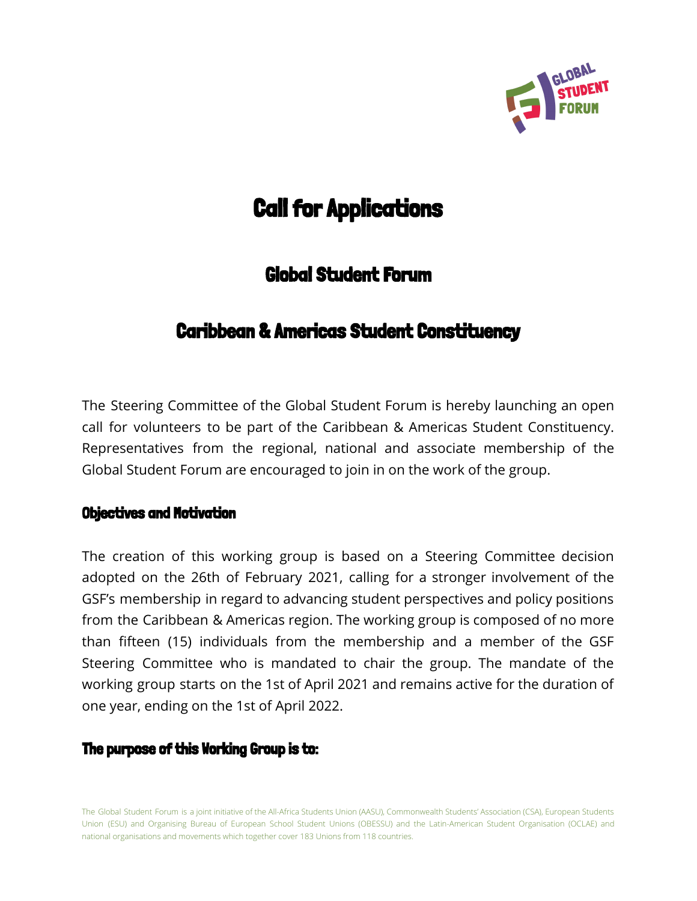# Call for Applications

## Global Student Forum

## Caribbean & Americas Student Constituency

The Steering Committee of the Global Student Forum is hereby launching an open call for volunteers to be part of the Caribbean & Americas Student Constituency. Representatives from the regional, national and associate membership of the Global Student Forum are encouraged to join in on the work of the group.

### Objectives and Motivation

The creation of this working group is based on a Steering Committee decision adopted on the 26th of February 2021, calling for a stronger involvement of the GSF's membership in regard to advancing student perspectives and policy positions from the Caribbean & Americas region. The working group is composed of no more than fifteen (15) individuals from the membership and a member of the GSF Steering Committee who is mandated to chair the group. The mandate of the working group starts on the 1st of April 2021 and remains active for the duration of one year, ending on the 1st of April 2022.

### The purpose of this Working Group is to:

The Global Student Forum is a joint initiative of the All-Africa Students Union (AASU), Commonwealth Students' Association (CSA), European Students Union (ESU) and Organising Bureau of European School Student Unions (OBESSU) and the Latin-American Student Organisation (OCLAE) and national organisations and movements which together cover 183 Unions from 118 countries.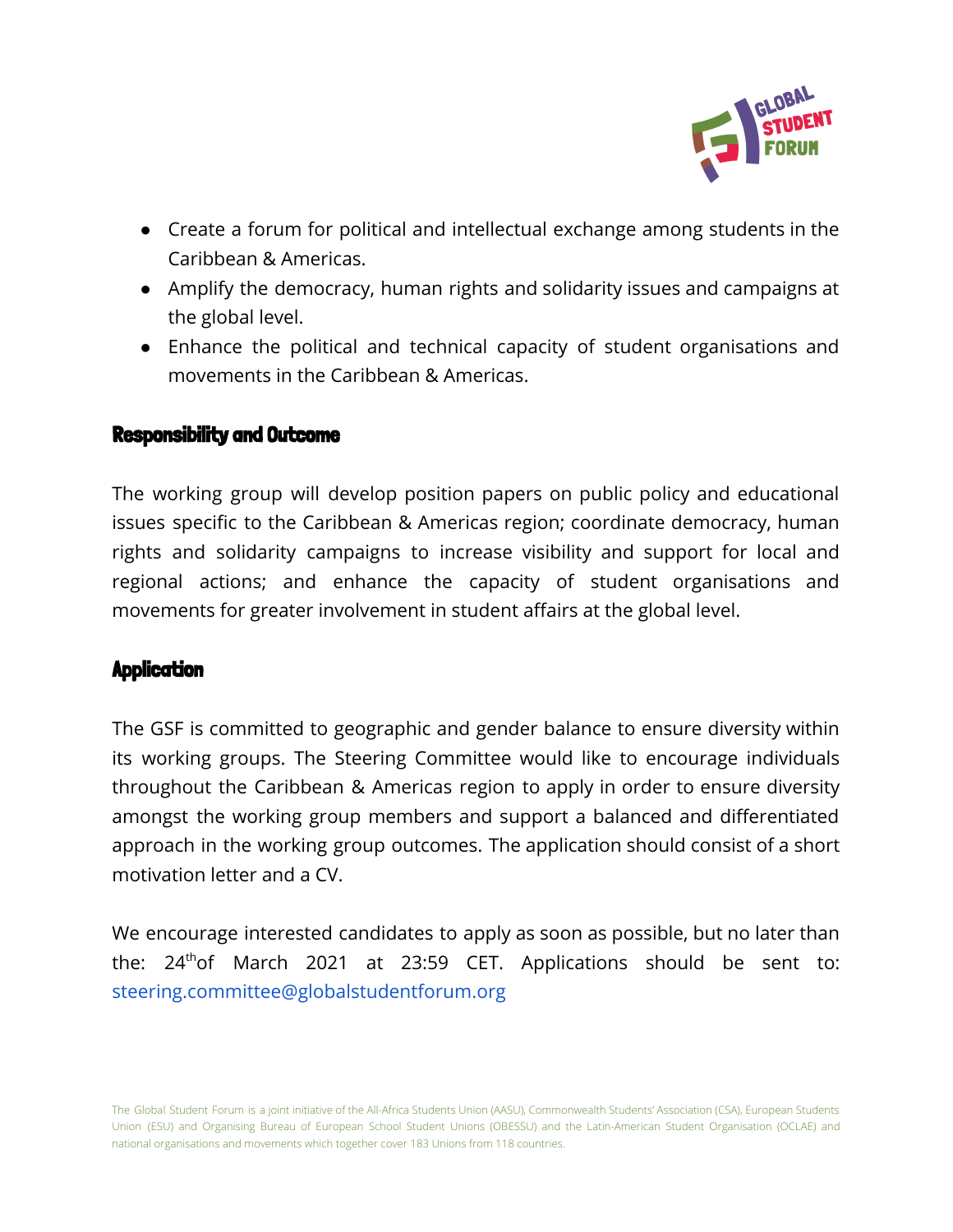- Create a forum for political and intellectual exchange among students in the Caribbean & Americas.
- Amplify the democracy, human rights and solidarity issues and campaigns at the global level.
- Enhance the political and technical capacity of student organisations and movements in the Caribbean & Americas.

## Responsibility and Outcome

The working group will develop position papers on public policy and educational issues specific to the Caribbean & Americas region; coordinate democracy, human rights and solidarity campaigns to increase visibility and support for local and regional actions; and enhance the capacity of student organisations and movements for greater involvement in student affairs at the global level.

## Application

The GSF is committed to geographic and gender balance to ensure diversity within its working groups. The Steering Committee would like to encourage individuals throughout the Caribbean & Americas region to apply in order to ensure diversity amongst the working group members and support a balanced and differentiated approach in the working group outcomes. The application should consist of a short motivation letter and a CV.

We encourage interested candidates to apply as soon as possible, but no later than the: 24th of March 2021 at 23:59 CET. Applications should be sent to: steering.committee@globalstudentforum.org

The Global Student Forum is a joint initiative of the All-Africa Students Union (AASU), Commonwealth Students' Association (CSA), European Students Union (ESU) and Organising Bureau of European School Student Unions (OBESSU) and the Latin-American Student Organisation (OCLAE) and national organisations and movements which together cover 183 Unions from 118 countries.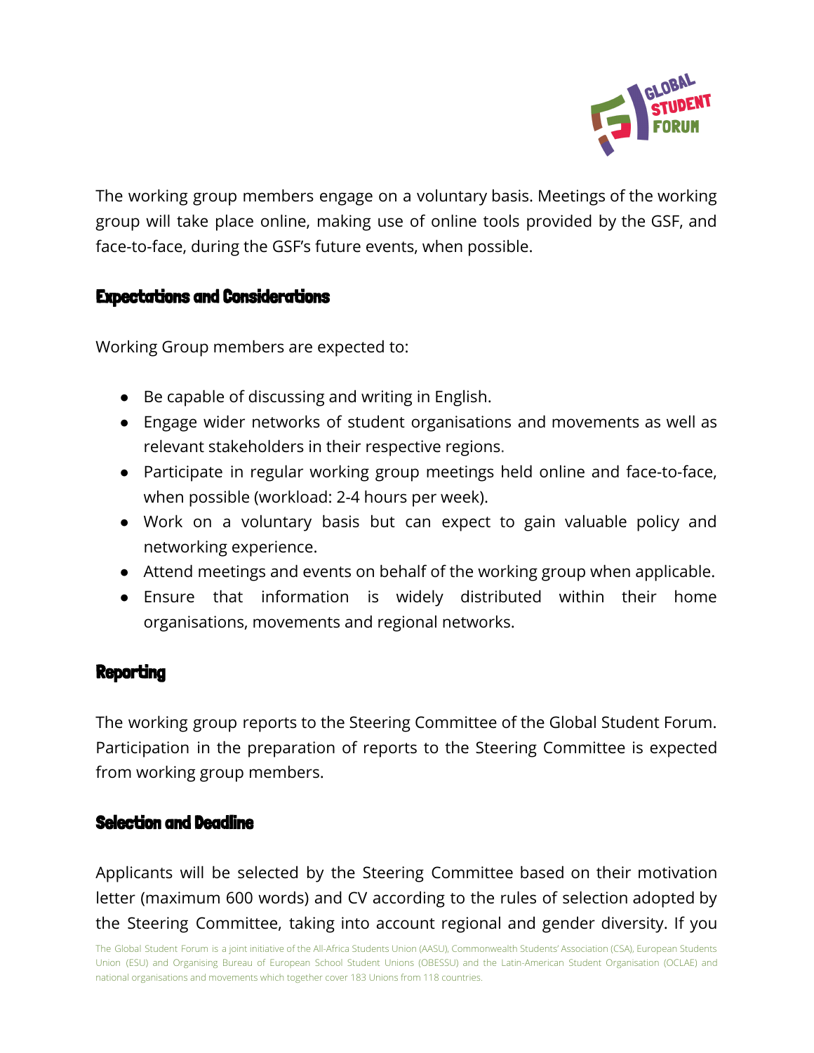The working group members engage on a voluntary basis. Meetings of the working group will take place online, making use of online tools provided by the GSF, and face-to-face, during the GSF's future events, when possible.

### Expectations and Considerations

Working Group members are expected to:

- Be capable of discussing and writing in English.
- Engage wider networks of student organisations and movements as well as relevant stakeholders in their respective regions.
- Participate in regular working group meetings held online and face-to-face, when possible (workload: 2-4 hours per week).
- Work on a voluntary basis but can expect to gain valuable policy and networking experience.
- Attend meetings and events on behalf of the working group when applicable.
- Ensure that information is widely distributed within their home organisations, movements and regional networks.

### Reporting

The working group reports to the Steering Committee of the Global Student Forum. Participation in the preparation of reports to the Steering Committee is expected from working group members.

### Selection and Deadline

Applicants will be selected by the Steering Committee based on their motivation letter (maximum 600 words) and CV according to the rules of selection adopted by the Steering Committee, taking into account regional and gender diversity. If you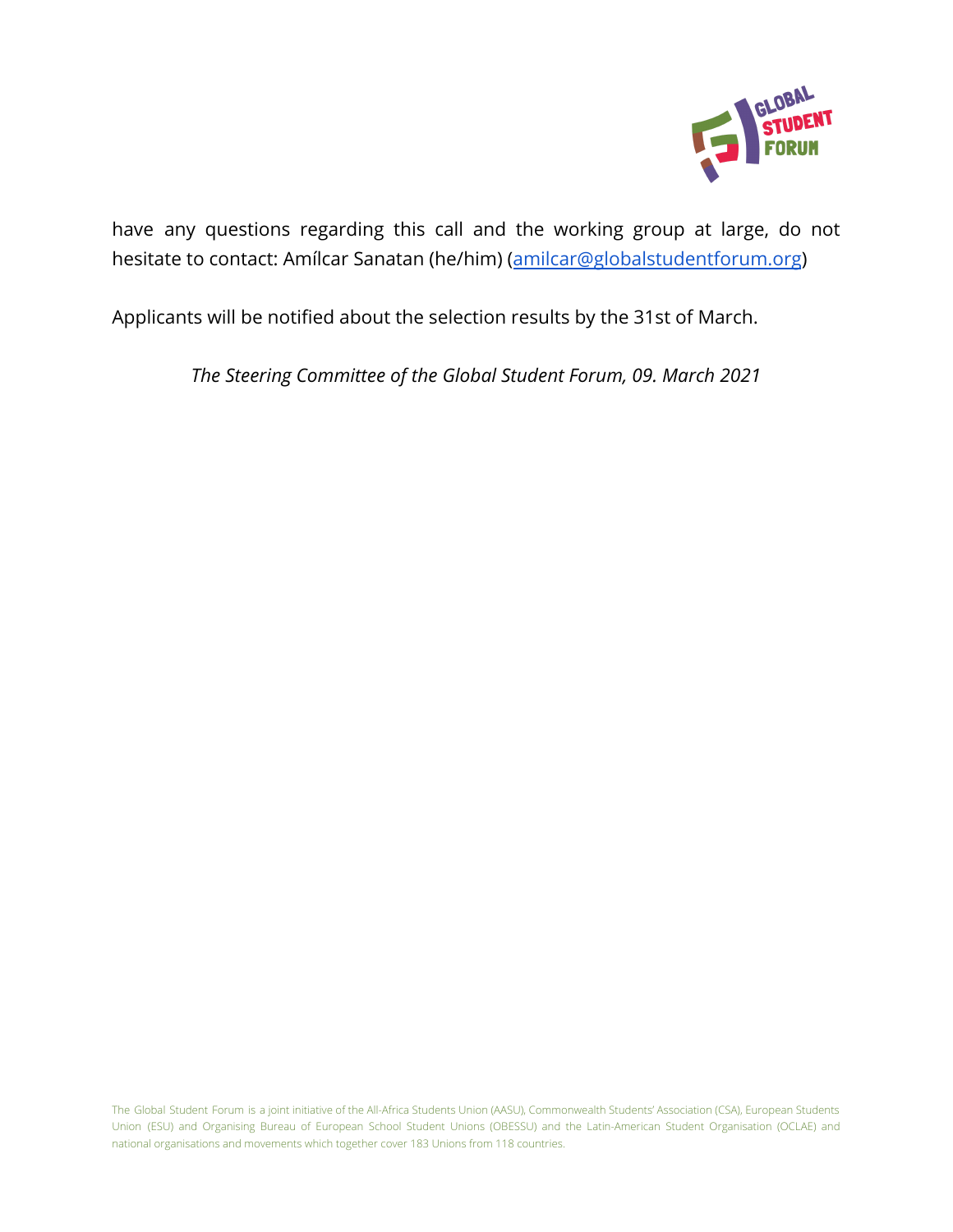have any questions regarding this call and the working group at large, do not hesitate to contact: Amílcar Sanatan (he/him) ([amilcar@globalstudentforum.org](mailto:amilcar@globalstudentforum.org))

Applicants will be notified about the selection results by the 31st of March.

*The Steering Committee of the Global Student Forum, 09. March 2021*